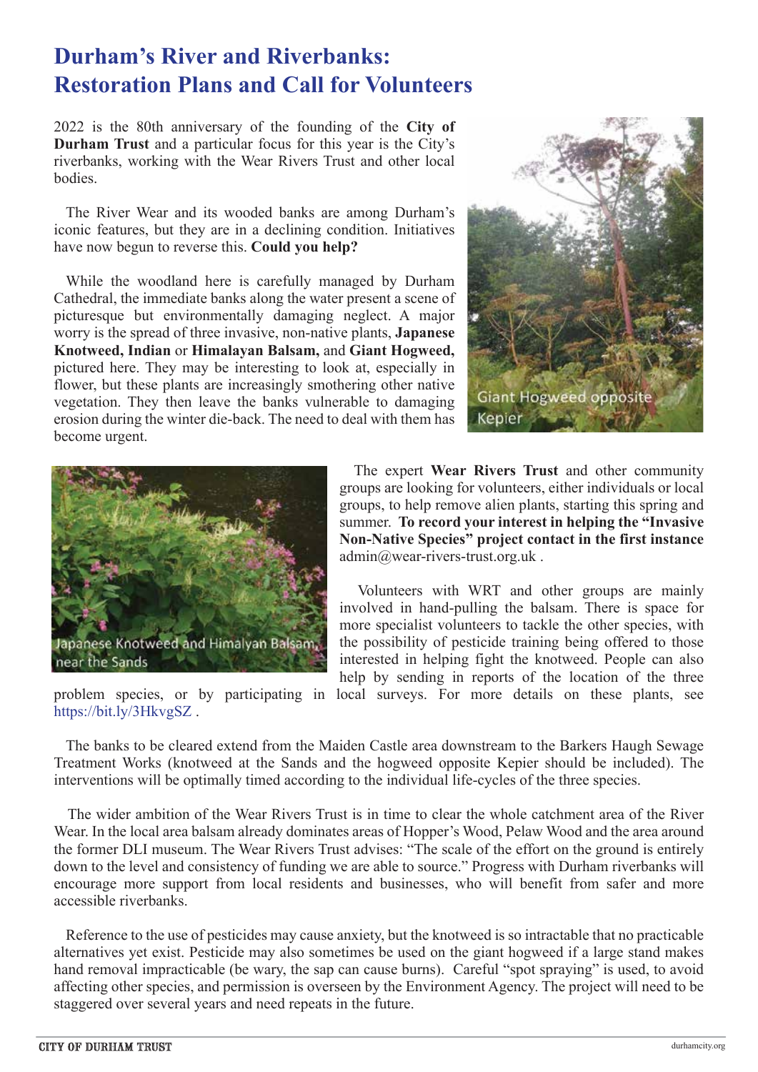# Durham's River and Riverbanks: Restoration Plans and Call for Volunteers

2022 is the 80th anniversary of the founding of the **City of Durham Trust** and a particular focus for this year is the City's riverbanks, working with the Wear Rivers Trust and other local bodies.

The River Wear and its wooded banks are among Durham's iconic features, but they are in a declining condition. Initiatives have now begun to reverse this. **Could you help?**

While the woodland here is carefully managed by Durham Cathedral, the immediate banks along the water present a scene of picturesque but environmentally damaging neglect. A major worry is the spread of three invasive, non-native plants, **Japanese Knotweed, Indian** or **Himalayan Balsam,** and **Giant Hogweed,** pictured here. They may be interesting to look at, especially in flower, but these plants are increasingly smothering other native vegetation. They then leave the banks vulnerable to damaging erosion during the winter die-back. The need to deal with them has become urgent.

Giant Hogweed opposite Kepier

Japanese Knotweed and Himalyan Balsam, near the Sands

The expert **Wear Rivers Trust** and other community groups are looking for volunteers, either individuals or local groups, to help remove alien plants, starting this spring and summer. **To record your interest in helping the "Invasive Non-Native Species" project contact in the first instance** admin@wear-rivers-trust.org.uk .

Volunteers with WRT and other groups are mainly involved in hand-pulling the balsam. There is space for more specialist volunteers to tackle the other species, with the possibility of pesticide training being offered to those interested in helping fight the knotweed. People can also help by sending in reports of the location of the three problem species, or by participating in local surveys. For more details on these plants, see https://bit.ly/3HkvgSZ .

The banks to be cleared extend from the Maiden Castle area downstream to the Barkers Haugh Sewage Treatment Works (knotweed at the Sands and the hogweed opposite Kepier should be included). The interventions will be optimally timed according to the individual life-cycles of the three species.

The wider ambition of the Wear Rivers Trust is in time to clear the whole catchment area of the River Wear. In the local area balsam already dominates areas of Hopper's Wood, Pelaw Wood and the area around the former DLI museum. The Wear Rivers Trust advises: "The scale of the effort on the ground is entirely down to the level and consistency of funding we are able to source." Progress with Durham riverbanks will encourage more support from local residents and businesses, who will benefit from safer and more accessible riverbanks.

Reference to the use of pesticides may cause anxiety, but the knotweed is so intractable that no practicable alternatives yet exist. Pesticide may also sometimes be used on the giant hogweed if a large stand makes hand removal impracticable (be wary, the sap can cause burns). Careful "spot spraying" is used, to avoid affecting other species, and permission is overseen by the Environment Agency. The project will need to be staggered over several years and need repeats in the future.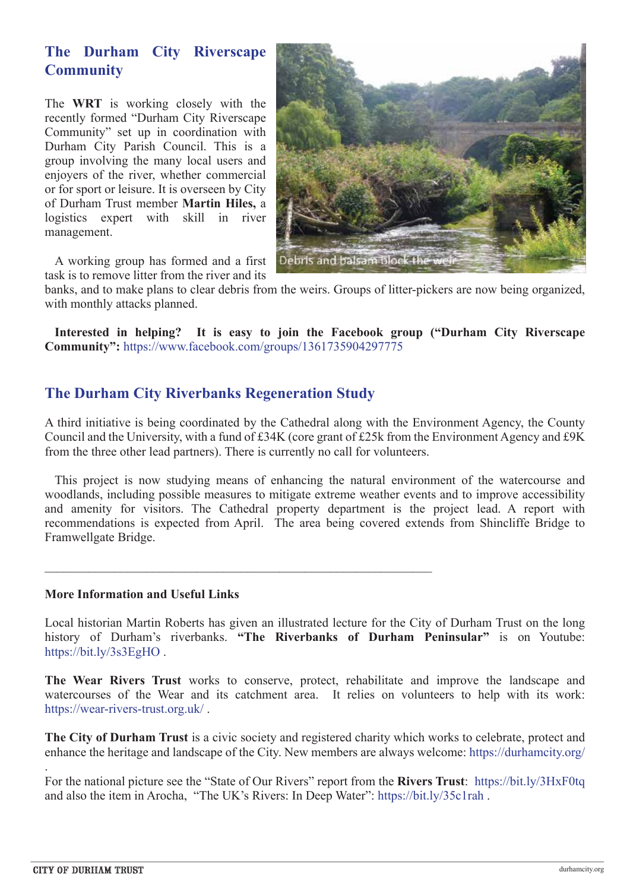## The Durham City Riverscape Community

The **WRT** is working closely with the recently formed "Durham City Riverscape Community" set up in coordination with Durham City Parish Council. This is a group involving the many local users and enjoyers of the river, whether commercial or for sport or leisure. It is overseen by City of Durham Trust member **Martin Hiles,** a logistics expert with skill in river management.

Debris and balsam block the weir

A working group has formed and a first task is to remove litter from the river and its banks, and to make plans to clear debris from the weirs. Groups of litter-pickers are now being organized, with monthly attacks planned.

**Interested in helping? It is easy to join the Facebook group ("Durham City Riverscape Community":** https://www.facebook.com/groups/1361735904297775

## The Durham City Riverbanks Regeneration Study

A third initiative is being coordinated by the Cathedral along with the Environment Agency, the County Council and the University, with a fund of £34K (core grant of £25k from the Environment Agency and £9K from the three other lead partners). There is currently no call for volunteers.

This project is now studying means of enhancing the natural environment of the watercourse and woodlands, including possible measures to mitigate extreme weather events and to improve accessibility and amenity for visitors. The Cathedral property department is the project lead. A report with recommendations is expected from April. The area being covered extends from Shincliffe Bridge to Framwellgate Bridge.

---

**More Information and Useful Links**

Local historian Martin Roberts has given an illustrated lecture for the City of Durham Trust on the long history of Durham's riverbanks. **"The Riverbanks of Durham Peninsular"** is on Youtube: https://bit.ly/3s3EgHO .

**The Wear Rivers Trust** works to conserve, protect, rehabilitate and improve the landscape and watercourses of the Wear and its catchment area. It relies on volunteers to help with its work: https://wear-rivers-trust.org.uk/ .

**The City of Durham Trust** is a civic society and registered charity which works to celebrate, protect and enhance the heritage and landscape of the City. New members are always welcome: https://durhamcity.org/ .

For the national picture see the "State of Our Rivers" report from the **Rivers Trust**: https://bit.ly/3HxF0tq and also the item in Arocha, "The UK's Rivers: In Deep Water": https://bit.ly/35c1rah .